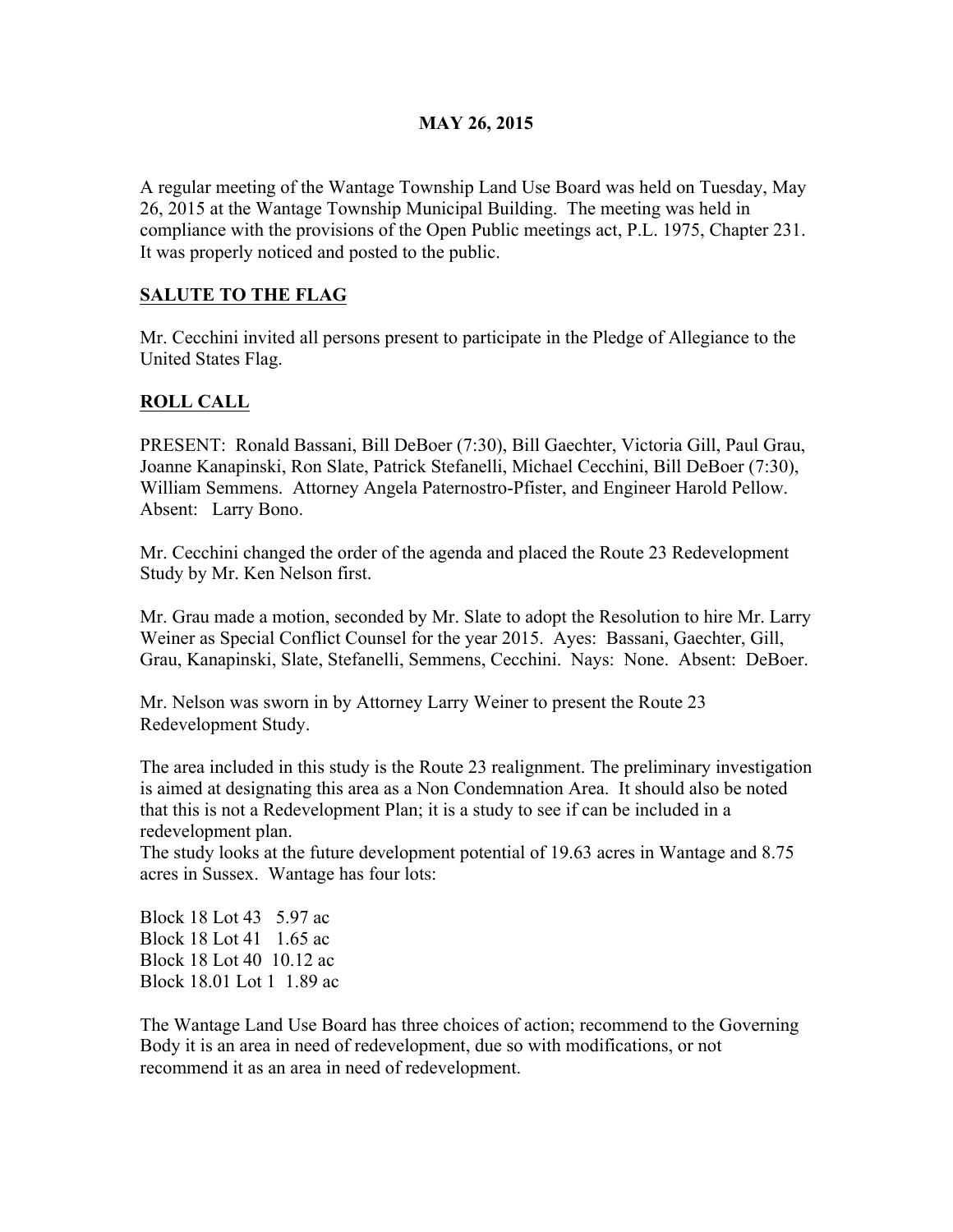**MAY 26, 2015**

A regular meeting of the Wantage Township Land Use Board was held on Tuesday, May 26, 2015 at the Wantage Township Municipal Building. The meeting was held in compliance with the provisions of the Open Public meetings act, P.L. 1975, Chapter 231. It was properly noticed and posted to the public.

**SALUTE TO THE FLAG**

Mr. Cecchini invited all persons present to participate in the Pledge of Allegiance to the United States Flag.

**ROLL CALL**

PRESENT: Ronald Bassani, Bill DeBoer (7:30), Bill Gaechter, Victoria Gill, Paul Grau, Joanne Kanapinski, Ron Slate, Patrick Stefanelli, Michael Cecchini, Bill DeBoer (7:30), William Semmens. Attorney Angela Paternostro-Pfister, and Engineer Harold Pellow. Absent: Larry Bono.

Mr. Cecchini changed the order of the agenda and placed the Route 23 Redevelopment Study by Mr. Ken Nelson first.

Mr. Grau made a motion, seconded by Mr. Slate to adopt the Resolution to hire Mr. Larry Weiner as Special Conflict Counsel for the year 2015. Ayes: Bassani, Gaechter, Gill, Grau, Kanapinski, Slate, Stefanelli, Semmens, Cecchini. Nays: None. Absent: DeBoer.

Mr. Nelson was sworn in by Attorney Larry Weiner to present the Route 23 Redevelopment Study.

The area included in this study is the Route 23 realignment. The preliminary investigation is aimed at designating this area as a Non Condemnation Area. It should also be noted that this is not a Redevelopment Plan; it is a study to see if can be included in a redevelopment plan.
The study looks at the future development potential of 19.63 acres in Wantage and 8.75 acres in Sussex. Wantage has four lots:

Block 18 Lot 43 5.97 ac
Block 18 Lot 41 1.65 ac
Block 18 Lot 40 10.12 ac
Block 18.01 Lot 1 1.89 ac

The Wantage Land Use Board has three choices of action; recommend to the Governing Body it is an area in need of redevelopment, due so with modifications, or not recommend it as an area in need of redevelopment.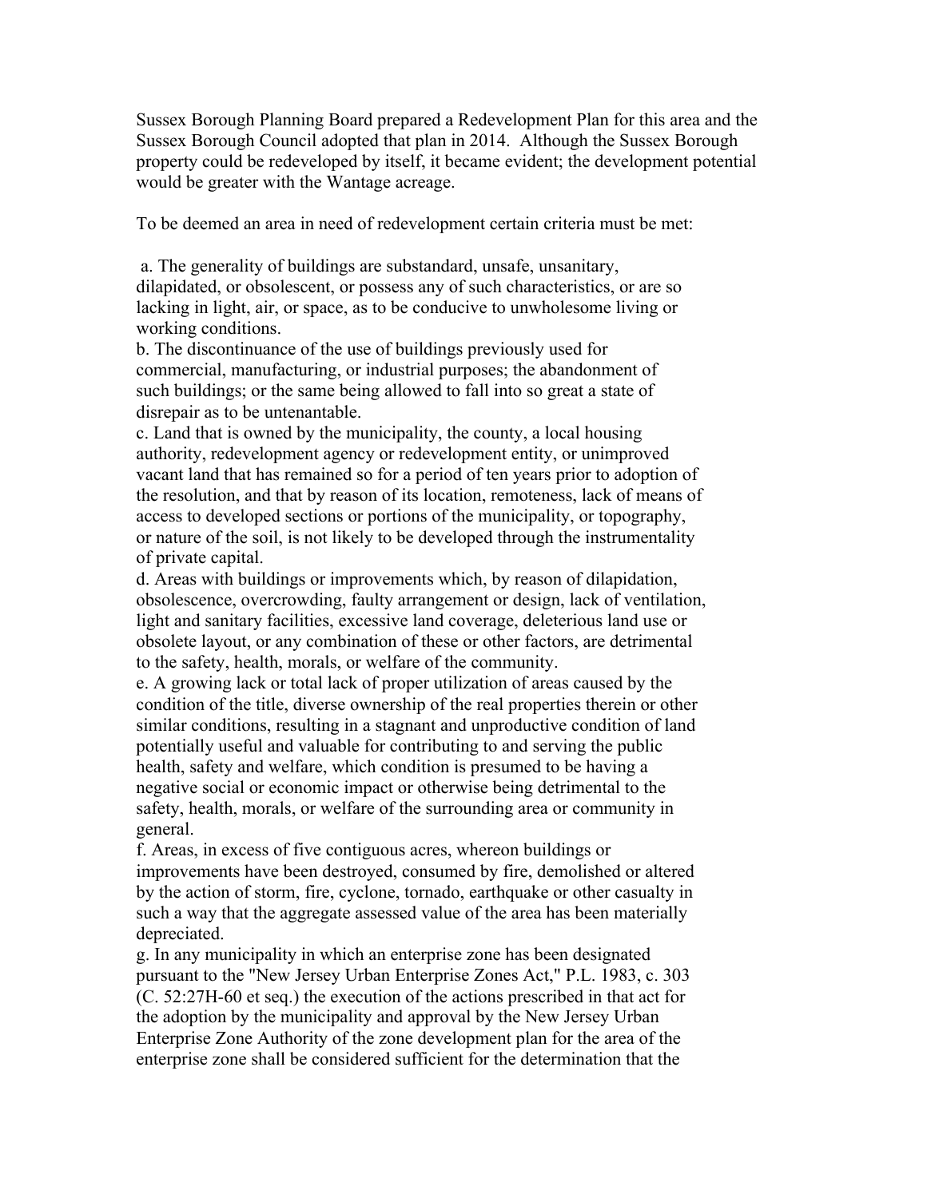Sussex Borough Planning Board prepared a Redevelopment Plan for this area and the Sussex Borough Council adopted that plan in 2014. Although the Sussex Borough property could be redeveloped by itself, it became evident; the development potential would be greater with the Wantage acreage.

To be deemed an area in need of redevelopment certain criteria must be met:

a. The generality of buildings are substandard, unsafe, unsanitary, dilapidated, or obsolescent, or possess any of such characteristics, or are so lacking in light, air, or space, as to be conducive to unwholesome living or working conditions.
b. The discontinuance of the use of buildings previously used for commercial, manufacturing, or industrial purposes; the abandonment of such buildings; or the same being allowed to fall into so great a state of disrepair as to be untenantable.
c. Land that is owned by the municipality, the county, a local housing authority, redevelopment agency or redevelopment entity, or unimproved vacant land that has remained so for a period of ten years prior to adoption of the resolution, and that by reason of its location, remoteness, lack of means of access to developed sections or portions of the municipality, or topography, or nature of the soil, is not likely to be developed through the instrumentality of private capital.
d. Areas with buildings or improvements which, by reason of dilapidation, obsolescence, overcrowding, faulty arrangement or design, lack of ventilation, light and sanitary facilities, excessive land coverage, deleterious land use or obsolete layout, or any combination of these or other factors, are detrimental to the safety, health, morals, or welfare of the community.
e. A growing lack or total lack of proper utilization of areas caused by the condition of the title, diverse ownership of the real properties therein or other similar conditions, resulting in a stagnant and unproductive condition of land potentially useful and valuable for contributing to and serving the public health, safety and welfare, which condition is presumed to be having a negative social or economic impact or otherwise being detrimental to the safety, health, morals, or welfare of the surrounding area or community in general.
f. Areas, in excess of five contiguous acres, whereon buildings or improvements have been destroyed, consumed by fire, demolished or altered by the action of storm, fire, cyclone, tornado, earthquake or other casualty in such a way that the aggregate assessed value of the area has been materially depreciated.
g. In any municipality in which an enterprise zone has been designated pursuant to the "New Jersey Urban Enterprise Zones Act," P.L. 1983, c. 303 (C. 52:27H-60 et seq.) the execution of the actions prescribed in that act for the adoption by the municipality and approval by the New Jersey Urban Enterprise Zone Authority of the zone development plan for the area of the enterprise zone shall be considered sufficient for the determination that the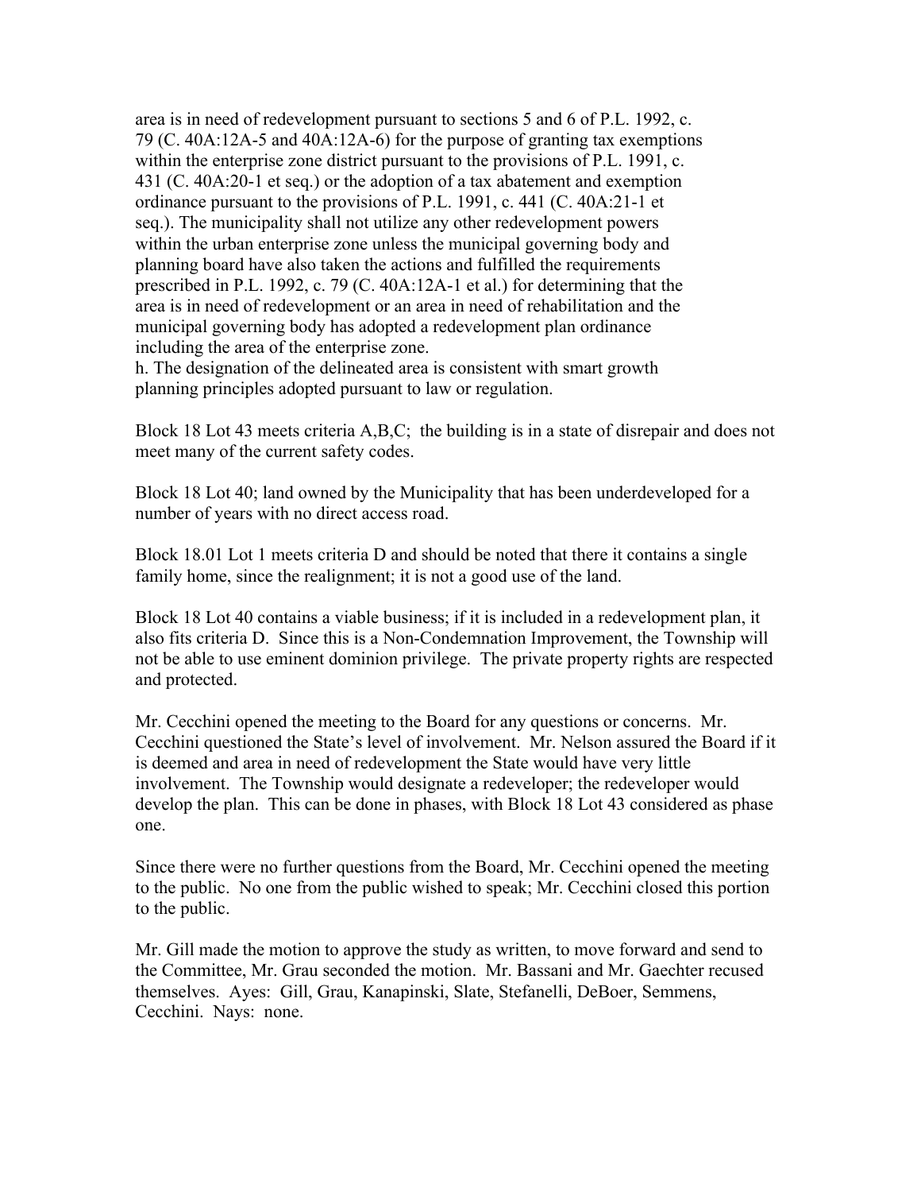area is in need of redevelopment pursuant to sections 5 and 6 of P.L. 1992, c. 79 (C. 40A:12A-5 and 40A:12A-6) for the purpose of granting tax exemptions within the enterprise zone district pursuant to the provisions of P.L. 1991, c. 431 (C. 40A:20-1 et seq.) or the adoption of a tax abatement and exemption ordinance pursuant to the provisions of P.L. 1991, c. 441 (C. 40A:21-1 et seq.). The municipality shall not utilize any other redevelopment powers within the urban enterprise zone unless the municipal governing body and planning board have also taken the actions and fulfilled the requirements prescribed in P.L. 1992, c. 79 (C. 40A:12A-1 et al.) for determining that the area is in need of redevelopment or an area in need of rehabilitation and the municipal governing body has adopted a redevelopment plan ordinance including the area of the enterprise zone.

h. The designation of the delineated area is consistent with smart growth planning principles adopted pursuant to law or regulation.

Block 18 Lot 43 meets criteria A,B,C; the building is in a state of disrepair and does not meet many of the current safety codes.

Block 18 Lot 40; land owned by the Municipality that has been underdeveloped for a number of years with no direct access road.

Block 18.01 Lot 1 meets criteria D and should be noted that there it contains a single family home, since the realignment; it is not a good use of the land.

Block 18 Lot 40 contains a viable business; if it is included in a redevelopment plan, it also fits criteria D. Since this is a Non-Condemnation Improvement, the Township will not be able to use eminent dominion privilege. The private property rights are respected and protected.

Mr. Cecchini opened the meeting to the Board for any questions or concerns. Mr. Cecchini questioned the State's level of involvement. Mr. Nelson assured the Board if it is deemed and area in need of redevelopment the State would have very little involvement. The Township would designate a redeveloper; the redeveloper would develop the plan. This can be done in phases, with Block 18 Lot 43 considered as phase one.

Since there were no further questions from the Board, Mr. Cecchini opened the meeting to the public. No one from the public wished to speak; Mr. Cecchini closed this portion to the public.

Mr. Gill made the motion to approve the study as written, to move forward and send to the Committee, Mr. Grau seconded the motion. Mr. Bassani and Mr. Gaechter recused themselves. Ayes: Gill, Grau, Kanapinski, Slate, Stefanelli, DeBoer, Semmens, Cecchini. Nays: none.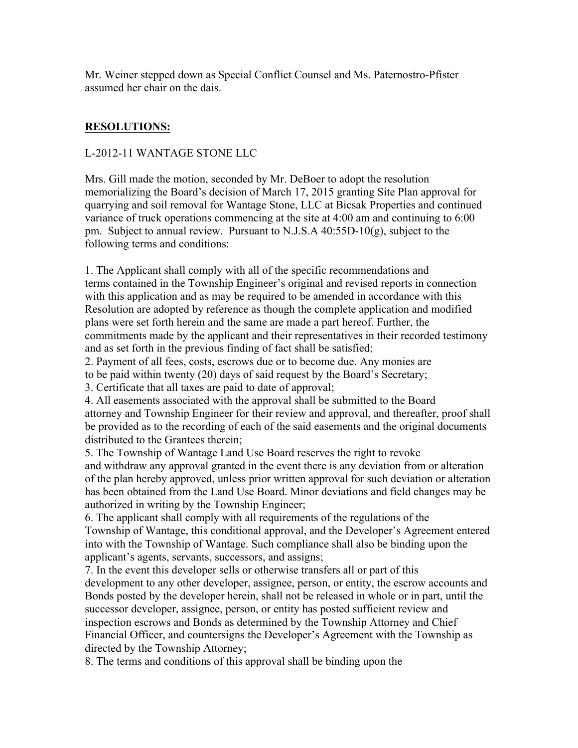Mr. Weiner stepped down as Special Conflict Counsel and Ms. Paternostro-Pfister assumed her chair on the dais.

## RESOLUTIONS:

L-2012-11 WANTAGE STONE LLC

Mrs. Gill made the motion, seconded by Mr. DeBoer to adopt the resolution memorializing the Board's decision of March 17, 2015 granting Site Plan approval for quarrying and soil removal for Wantage Stone, LLC at Bicsak Properties and continued variance of truck operations commencing at the site at 4:00 am and continuing to 6:00 pm. Subject to annual review. Pursuant to N.J.S.A 40:55D-10(g), subject to the following terms and conditions:

1. The Applicant shall comply with all of the specific recommendations and terms contained in the Township Engineer's original and revised reports in connection with this application and as may be required to be amended in accordance with this Resolution are adopted by reference as though the complete application and modified plans were set forth herein and the same are made a part hereof. Further, the commitments made by the applicant and their representatives in their recorded testimony and as set forth in the previous finding of fact shall be satisfied;
2. Payment of all fees, costs, escrows due or to become due. Any monies are to be paid within twenty (20) days of said request by the Board's Secretary;
3. Certificate that all taxes are paid to date of approval;
4. All easements associated with the approval shall be submitted to the Board attorney and Township Engineer for their review and approval, and thereafter, proof shall be provided as to the recording of each of the said easements and the original documents distributed to the Grantees therein;
5. The Township of Wantage Land Use Board reserves the right to revoke and withdraw any approval granted in the event there is any deviation from or alteration of the plan hereby approved, unless prior written approval for such deviation or alteration has been obtained from the Land Use Board. Minor deviations and field changes may be authorized in writing by the Township Engineer;
6. The applicant shall comply with all requirements of the regulations of the Township of Wantage, this conditional approval, and the Developer's Agreement entered into with the Township of Wantage. Such compliance shall also be binding upon the applicant's agents, servants, successors, and assigns;
7. In the event this developer sells or otherwise transfers all or part of this development to any other developer, assignee, person, or entity, the escrow accounts and Bonds posted by the developer herein, shall not be released in whole or in part, until the successor developer, assignee, person, or entity has posted sufficient review and inspection escrows and Bonds as determined by the Township Attorney and Chief Financial Officer, and countersigns the Developer's Agreement with the Township as directed by the Township Attorney;
8. The terms and conditions of this approval shall be binding upon the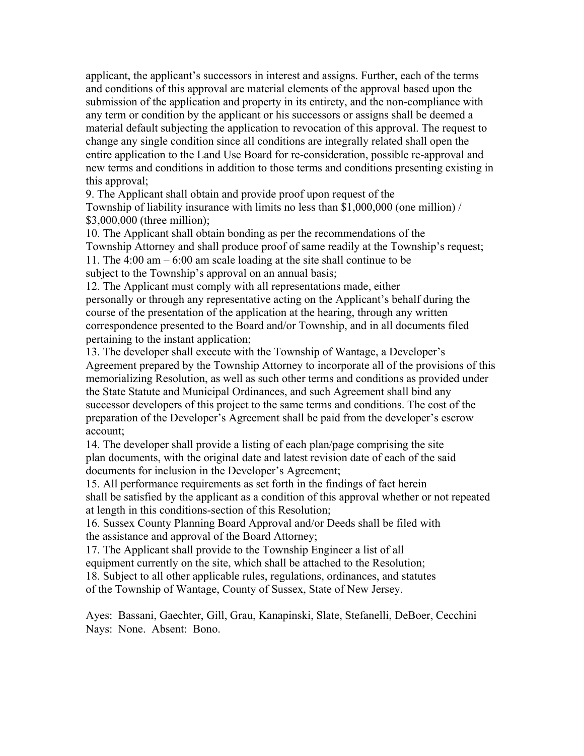applicant, the applicant's successors in interest and assigns. Further, each of the terms and conditions of this approval are material elements of the approval based upon the submission of the application and property in its entirety, and the non-compliance with any term or condition by the applicant or his successors or assigns shall be deemed a material default subjecting the application to revocation of this approval. The request to change any single condition since all conditions are integrally related shall open the entire application to the Land Use Board for re-consideration, possible re-approval and new terms and conditions in addition to those terms and conditions presenting existing in this approval;

9. The Applicant shall obtain and provide proof upon request of the Township of liability insurance with limits no less than $1,000,000 (one million) / $3,000,000 (three million);

10. The Applicant shall obtain bonding as per the recommendations of the Township Attorney and shall produce proof of same readily at the Township's request;

11. The 4:00 am – 6:00 am scale loading at the site shall continue to be subject to the Township's approval on an annual basis;

12. The Applicant must comply with all representations made, either personally or through any representative acting on the Applicant's behalf during the course of the presentation of the application at the hearing, through any written correspondence presented to the Board and/or Township, and in all documents filed pertaining to the instant application;

13. The developer shall execute with the Township of Wantage, a Developer's Agreement prepared by the Township Attorney to incorporate all of the provisions of this memorializing Resolution, as well as such other terms and conditions as provided under the State Statute and Municipal Ordinances, and such Agreement shall bind any successor developers of this project to the same terms and conditions. The cost of the preparation of the Developer's Agreement shall be paid from the developer's escrow account;

14. The developer shall provide a listing of each plan/page comprising the site plan documents, with the original date and latest revision date of each of the said documents for inclusion in the Developer's Agreement;

15. All performance requirements as set forth in the findings of fact herein shall be satisfied by the applicant as a condition of this approval whether or not repeated at length in this conditions-section of this Resolution;

16. Sussex County Planning Board Approval and/or Deeds shall be filed with the assistance and approval of the Board Attorney;

17. The Applicant shall provide to the Township Engineer a list of all equipment currently on the site, which shall be attached to the Resolution;

18. Subject to all other applicable rules, regulations, ordinances, and statutes of the Township of Wantage, County of Sussex, State of New Jersey.

Ayes: Bassani, Gaechter, Gill, Grau, Kanapinski, Slate, Stefanelli, DeBoer, Cecchini
Nays: None. Absent: Bono.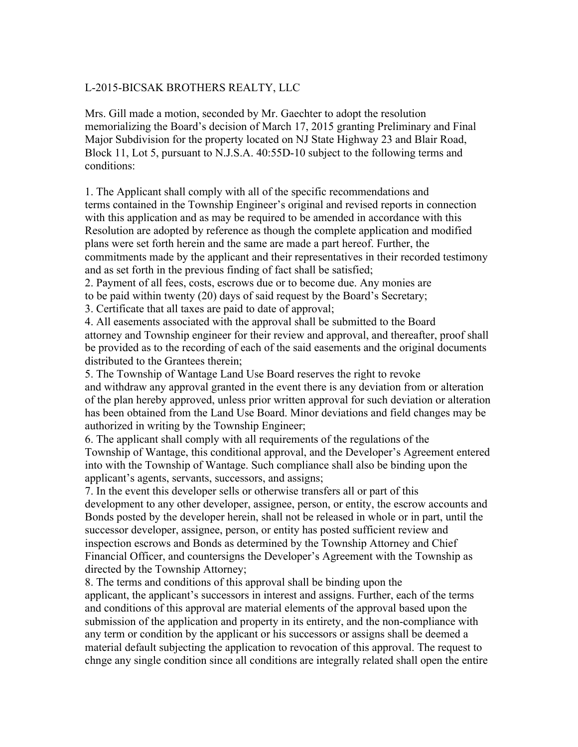L-2015-BICSAK BROTHERS REALTY, LLC

Mrs. Gill made a motion, seconded by Mr. Gaechter to adopt the resolution memorializing the Board's decision of March 17, 2015 granting Preliminary and Final Major Subdivision for the property located on NJ State Highway 23 and Blair Road, Block 11, Lot 5, pursuant to N.J.S.A. 40:55D-10 subject to the following terms and conditions:

1. The Applicant shall comply with all of the specific recommendations and terms contained in the Township Engineer's original and revised reports in connection with this application and as may be required to be amended in accordance with this Resolution are adopted by reference as though the complete application and modified plans were set forth herein and the same are made a part hereof. Further, the commitments made by the applicant and their representatives in their recorded testimony and as set forth in the previous finding of fact shall be satisfied;
2. Payment of all fees, costs, escrows due or to become due. Any monies are to be paid within twenty (20) days of said request by the Board's Secretary;
3. Certificate that all taxes are paid to date of approval;
4. All easements associated with the approval shall be submitted to the Board attorney and Township engineer for their review and approval, and thereafter, proof shall be provided as to the recording of each of the said easements and the original documents distributed to the Grantees therein;
5. The Township of Wantage Land Use Board reserves the right to revoke and withdraw any approval granted in the event there is any deviation from or alteration of the plan hereby approved, unless prior written approval for such deviation or alteration has been obtained from the Land Use Board. Minor deviations and field changes may be authorized in writing by the Township Engineer;
6. The applicant shall comply with all requirements of the regulations of the Township of Wantage, this conditional approval, and the Developer's Agreement entered into with the Township of Wantage. Such compliance shall also be binding upon the applicant's agents, servants, successors, and assigns;
7. In the event this developer sells or otherwise transfers all or part of this development to any other developer, assignee, person, or entity, the escrow accounts and Bonds posted by the developer herein, shall not be released in whole or in part, until the successor developer, assignee, person, or entity has posted sufficient review and inspection escrows and Bonds as determined by the Township Attorney and Chief Financial Officer, and countersigns the Developer's Agreement with the Township as directed by the Township Attorney;
8. The terms and conditions of this approval shall be binding upon the applicant, the applicant's successors in interest and assigns. Further, each of the terms and conditions of this approval are material elements of the approval based upon the submission of the application and property in its entirety, and the non-compliance with any term or condition by the applicant or his successors or assigns shall be deemed a material default subjecting the application to revocation of this approval. The request to chnge any single condition since all conditions are integrally related shall open the entire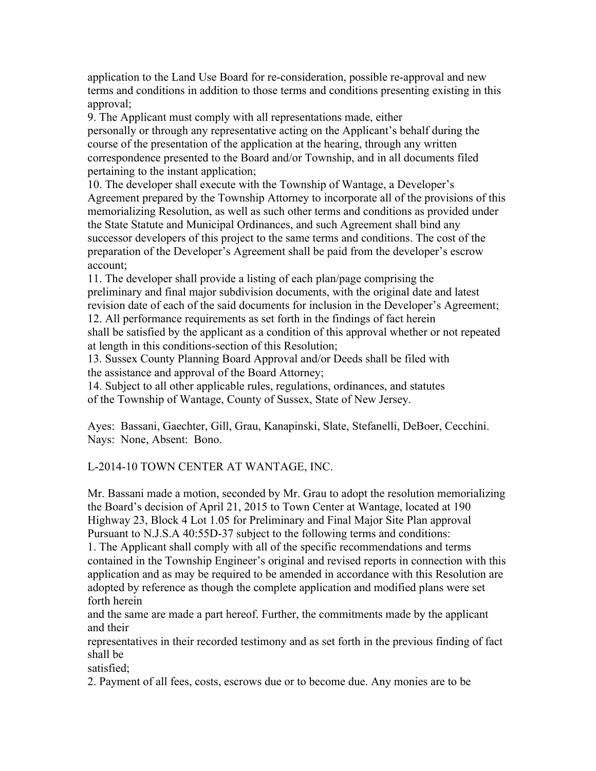application to the Land Use Board for re-consideration, possible re-approval and new terms and conditions in addition to those terms and conditions presenting existing in this approval;

9. The Applicant must comply with all representations made, either personally or through any representative acting on the Applicant's behalf during the course of the presentation of the application at the hearing, through any written correspondence presented to the Board and/or Township, and in all documents filed pertaining to the instant application;

10. The developer shall execute with the Township of Wantage, a Developer's Agreement prepared by the Township Attorney to incorporate all of the provisions of this memorializing Resolution, as well as such other terms and conditions as provided under the State Statute and Municipal Ordinances, and such Agreement shall bind any successor developers of this project to the same terms and conditions. The cost of the preparation of the Developer's Agreement shall be paid from the developer's escrow account;

11. The developer shall provide a listing of each plan/page comprising the preliminary and final major subdivision documents, with the original date and latest revision date of each of the said documents for inclusion in the Developer's Agreement;

12. All performance requirements as set forth in the findings of fact herein shall be satisfied by the applicant as a condition of this approval whether or not repeated at length in this conditions-section of this Resolution;

13. Sussex County Planning Board Approval and/or Deeds shall be filed with the assistance and approval of the Board Attorney;

14. Subject to all other applicable rules, regulations, ordinances, and statutes of the Township of Wantage, County of Sussex, State of New Jersey.

Ayes: Bassani, Gaechter, Gill, Grau, Kanapinski, Slate, Stefanelli, DeBoer, Cecchini. Nays: None, Absent: Bono.

L-2014-10 TOWN CENTER AT WANTAGE, INC.

Mr. Bassani made a motion, seconded by Mr. Grau to adopt the resolution memorializing the Board's decision of April 21, 2015 to Town Center at Wantage, located at 190 Highway 23, Block 4 Lot 1.05 for Preliminary and Final Major Site Plan approval Pursuant to N.J.S.A 40:55D-37 subject to the following terms and conditions:

1. The Applicant shall comply with all of the specific recommendations and terms contained in the Township Engineer's original and revised reports in connection with this application and as may be required to be amended in accordance with this Resolution are adopted by reference as though the complete application and modified plans were set forth herein and the same are made a part hereof. Further, the commitments made by the applicant and their representatives in their recorded testimony and as set forth in the previous finding of fact shall be satisfied;

2. Payment of all fees, costs, escrows due or to become due. Any monies are to be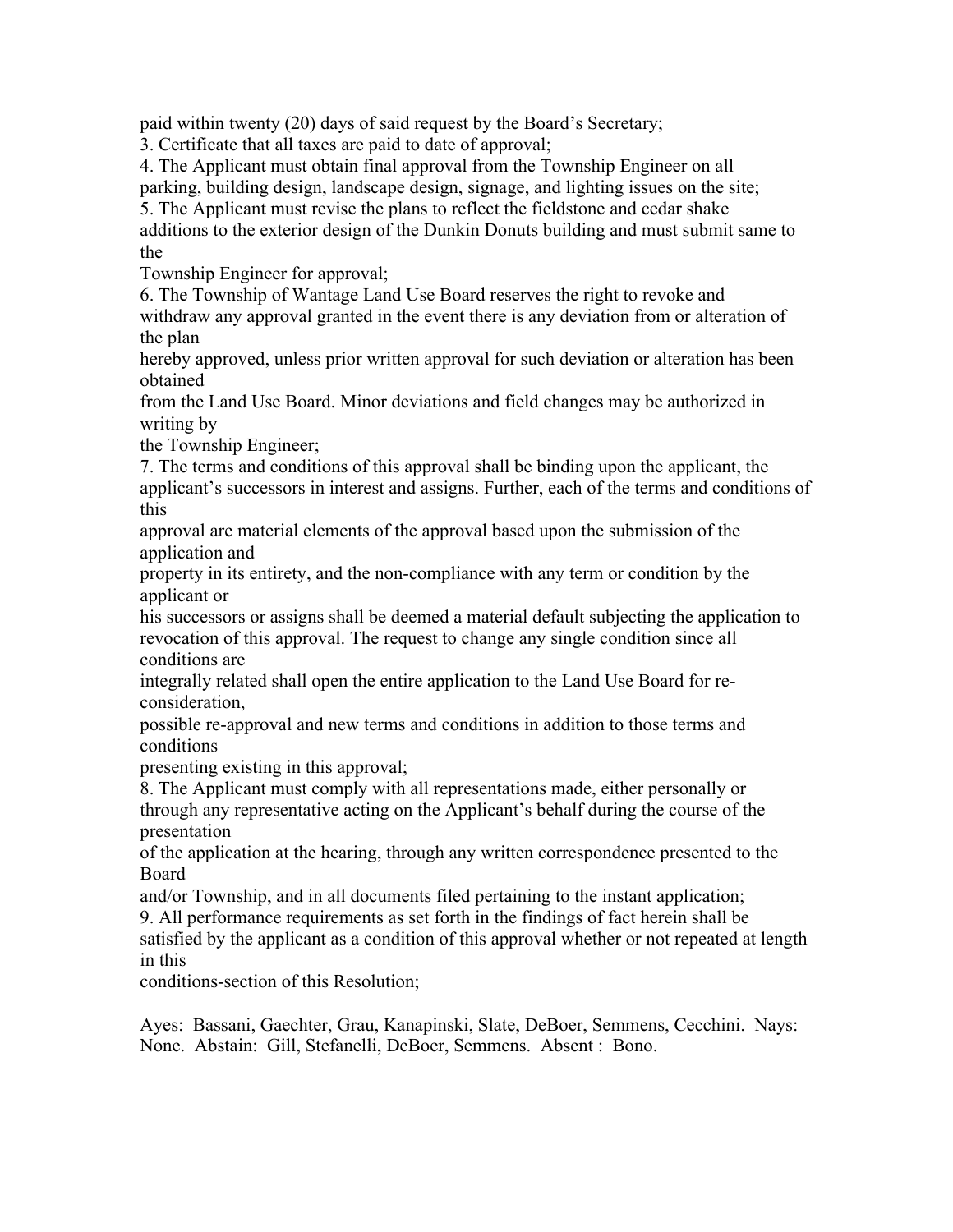paid within twenty (20) days of said request by the Board's Secretary;

3. Certificate that all taxes are paid to date of approval;

4. The Applicant must obtain final approval from the Township Engineer on all parking, building design, landscape design, signage, and lighting issues on the site;

5. The Applicant must revise the plans to reflect the fieldstone and cedar shake additions to the exterior design of the Dunkin Donuts building and must submit same to the Township Engineer for approval;

6. The Township of Wantage Land Use Board reserves the right to revoke and withdraw any approval granted in the event there is any deviation from or alteration of the plan hereby approved, unless prior written approval for such deviation or alteration has been obtained from the Land Use Board. Minor deviations and field changes may be authorized in writing by the Township Engineer;

7. The terms and conditions of this approval shall be binding upon the applicant, the applicant's successors in interest and assigns. Further, each of the terms and conditions of this approval are material elements of the approval based upon the submission of the application and property in its entirety, and the non-compliance with any term or condition by the applicant or his successors or assigns shall be deemed a material default subjecting the application to revocation of this approval. The request to change any single condition since all conditions are integrally related shall open the entire application to the Land Use Board for re-consideration, possible re-approval and new terms and conditions in addition to those terms and conditions presenting existing in this approval;

8. The Applicant must comply with all representations made, either personally or through any representative acting on the Applicant's behalf during the course of the presentation of the application at the hearing, through any written correspondence presented to the Board and/or Township, and in all documents filed pertaining to the instant application;

9. All performance requirements as set forth in the findings of fact herein shall be satisfied by the applicant as a condition of this approval whether or not repeated at length in this conditions-section of this Resolution;

Ayes: Bassani, Gaechter, Grau, Kanapinski, Slate, DeBoer, Semmens, Cecchini. Nays: None. Abstain: Gill, Stefanelli, DeBoer, Semmens. Absent : Bono.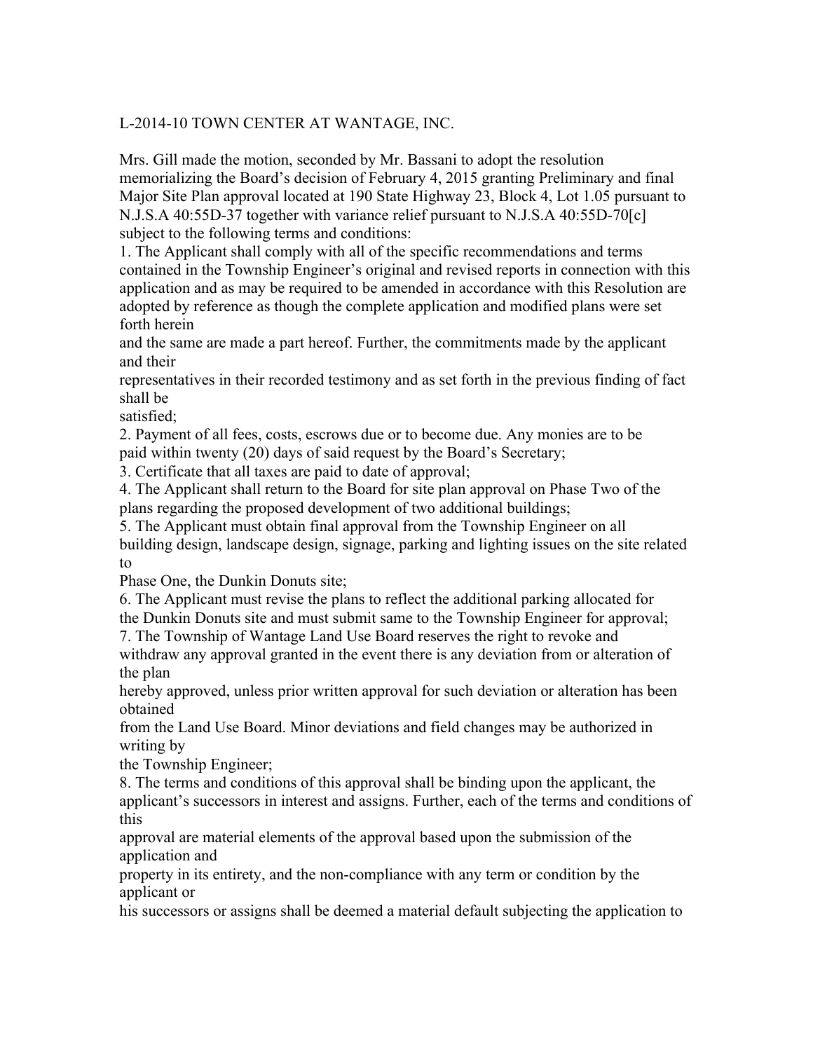L-2014-10 TOWN CENTER AT WANTAGE, INC.

Mrs. Gill made the motion, seconded by Mr. Bassani to adopt the resolution memorializing the Board's decision of February 4, 2015 granting Preliminary and final Major Site Plan approval located at 190 State Highway 23, Block 4, Lot 1.05 pursuant to N.J.S.A 40:55D-37 together with variance relief pursuant to N.J.S.A 40:55D-70[c] subject to the following terms and conditions:

1. The Applicant shall comply with all of the specific recommendations and terms contained in the Township Engineer's original and revised reports in connection with this application and as may be required to be amended in accordance with this Resolution are adopted by reference as though the complete application and modified plans were set forth herein and the same are made a part hereof. Further, the commitments made by the applicant and their representatives in their recorded testimony and as set forth in the previous finding of fact shall be satisfied;
2. Payment of all fees, costs, escrows due or to become due. Any monies are to be paid within twenty (20) days of said request by the Board's Secretary;
3. Certificate that all taxes are paid to date of approval;
4. The Applicant shall return to the Board for site plan approval on Phase Two of the plans regarding the proposed development of two additional buildings;
5. The Applicant must obtain final approval from the Township Engineer on all building design, landscape design, signage, parking and lighting issues on the site related to Phase One, the Dunkin Donuts site;
6. The Applicant must revise the plans to reflect the additional parking allocated for the Dunkin Donuts site and must submit same to the Township Engineer for approval;
7. The Township of Wantage Land Use Board reserves the right to revoke and withdraw any approval granted in the event there is any deviation from or alteration of the plan hereby approved, unless prior written approval for such deviation or alteration has been obtained from the Land Use Board. Minor deviations and field changes may be authorized in writing by the Township Engineer;
8. The terms and conditions of this approval shall be binding upon the applicant, the applicant's successors in interest and assigns. Further, each of the terms and conditions of this approval are material elements of the approval based upon the submission of the application and property in its entirety, and the non-compliance with any term or condition by the applicant or his successors or assigns shall be deemed a material default subjecting the application to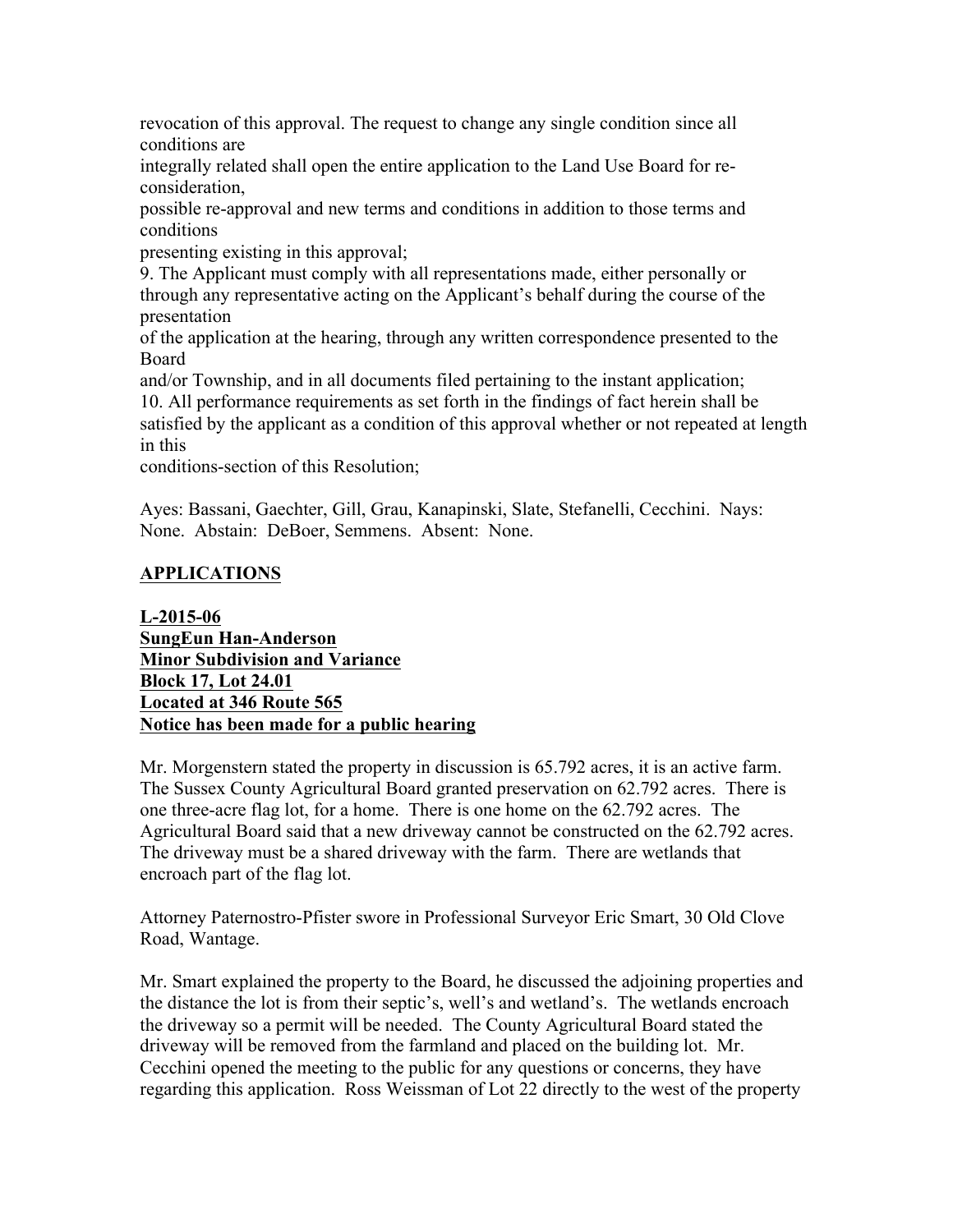revocation of this approval. The request to change any single condition since all conditions are integrally related shall open the entire application to the Land Use Board for re-consideration, possible re-approval and new terms and conditions in addition to those terms and conditions presenting existing in this approval;

9. The Applicant must comply with all representations made, either personally or through any representative acting on the Applicant's behalf during the course of the presentation of the application at the hearing, through any written correspondence presented to the Board and/or Township, and in all documents filed pertaining to the instant application;

10. All performance requirements as set forth in the findings of fact herein shall be satisfied by the applicant as a condition of this approval whether or not repeated at length in this conditions-section of this Resolution;

Ayes: Bassani, Gaechter, Gill, Grau, Kanapinski, Slate, Stefanelli, Cecchini. Nays: None. Abstain: DeBoer, Semmens. Absent: None.

## APPLICATIONS

**L-2015-06**
**SungEun Han-Anderson**
**Minor Subdivision and Variance**
**Block 17, Lot 24.01**
**Located at 346 Route 565**
**Notice has been made for a public hearing**

Mr. Morgenstern stated the property in discussion is 65.792 acres, it is an active farm. The Sussex County Agricultural Board granted preservation on 62.792 acres. There is one three-acre flag lot, for a home. There is one home on the 62.792 acres. The Agricultural Board said that a new driveway cannot be constructed on the 62.792 acres. The driveway must be a shared driveway with the farm. There are wetlands that encroach part of the flag lot.

Attorney Paternostro-Pfister swore in Professional Surveyor Eric Smart, 30 Old Clove Road, Wantage.

Mr. Smart explained the property to the Board, he discussed the adjoining properties and the distance the lot is from their septic's, well's and wetland's. The wetlands encroach the driveway so a permit will be needed. The County Agricultural Board stated the driveway will be removed from the farmland and placed on the building lot. Mr. Cecchini opened the meeting to the public for any questions or concerns, they have regarding this application. Ross Weissman of Lot 22 directly to the west of the property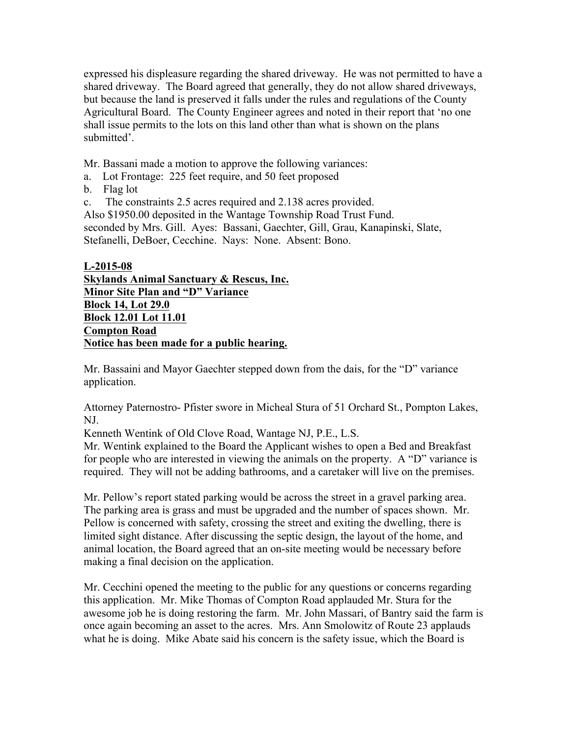expressed his displeasure regarding the shared driveway. He was not permitted to have a shared driveway. The Board agreed that generally, they do not allow shared driveways, but because the land is preserved it falls under the rules and regulations of the County Agricultural Board. The County Engineer agrees and noted in their report that 'no one shall issue permits to the lots on this land other than what is shown on the plans submitted'.

Mr. Bassani made a motion to approve the following variances:

a. Lot Frontage: 225 feet require, and 50 feet proposed
b. Flag lot
c. The constraints 2.5 acres required and 2.138 acres provided.

Also $1950.00 deposited in the Wantage Township Road Trust Fund.
seconded by Mrs. Gill. Ayes: Bassani, Gaechter, Gill, Grau, Kanapinski, Slate, Stefanelli, DeBoer, Cecchine. Nays: None. Absent: Bono.

**<u>L-2015-08</u>**
**<u>Skylands Animal Sanctuary & Rescus, Inc.</u>**
**<u>Minor Site Plan and "D" Variance</u>**
**<u>Block 14, Lot 29.0</u>**
**<u>Block 12.01 Lot 11.01</u>**
**<u>Compton Road</u>**
**<u>Notice has been made for a public hearing.</u>**

Mr. Bassaini and Mayor Gaechter stepped down from the dais, for the "D" variance application.

Attorney Paternostro- Pfister swore in Micheal Stura of 51 Orchard St., Pompton Lakes, NJ.
Kenneth Wentink of Old Clove Road, Wantage NJ, P.E., L.S.
Mr. Wentink explained to the Board the Applicant wishes to open a Bed and Breakfast for people who are interested in viewing the animals on the property. A "D" variance is required. They will not be adding bathrooms, and a caretaker will live on the premises.

Mr. Pellow's report stated parking would be across the street in a gravel parking area. The parking area is grass and must be upgraded and the number of spaces shown. Mr. Pellow is concerned with safety, crossing the street and exiting the dwelling, there is limited sight distance. After discussing the septic design, the layout of the home, and animal location, the Board agreed that an on-site meeting would be necessary before making a final decision on the application.

Mr. Cecchini opened the meeting to the public for any questions or concerns regarding this application. Mr. Mike Thomas of Compton Road applauded Mr. Stura for the awesome job he is doing restoring the farm. Mr. John Massari, of Bantry said the farm is once again becoming an asset to the acres. Mrs. Ann Smolowitz of Route 23 applauds what he is doing. Mike Abate said his concern is the safety issue, which the Board is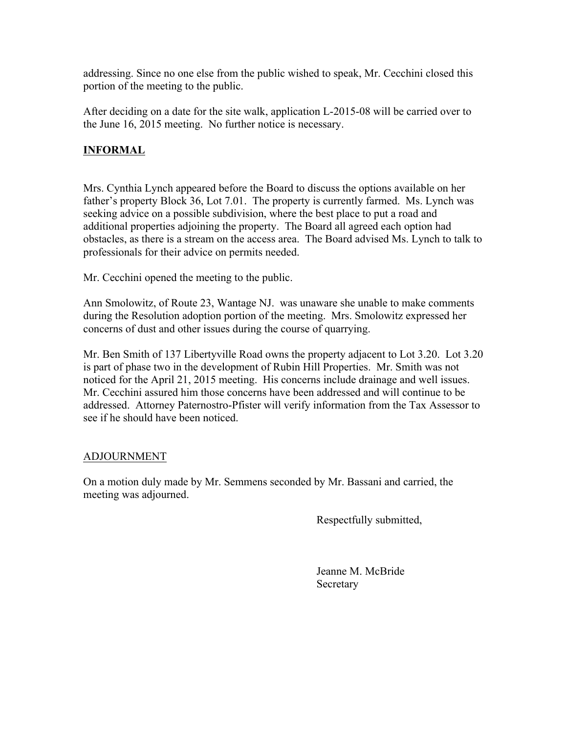addressing. Since no one else from the public wished to speak, Mr. Cecchini closed this portion of the meeting to the public.

After deciding on a date for the site walk, application L-2015-08 will be carried over to the June 16, 2015 meeting. No further notice is necessary.

## **INFORMAL**

Mrs. Cynthia Lynch appeared before the Board to discuss the options available on her father's property Block 36, Lot 7.01. The property is currently farmed. Ms. Lynch was seeking advice on a possible subdivision, where the best place to put a road and additional properties adjoining the property. The Board all agreed each option had obstacles, as there is a stream on the access area. The Board advised Ms. Lynch to talk to professionals for their advice on permits needed.

Mr. Cecchini opened the meeting to the public.

Ann Smolowitz, of Route 23, Wantage NJ. was unaware she unable to make comments during the Resolution adoption portion of the meeting. Mrs. Smolowitz expressed her concerns of dust and other issues during the course of quarrying.

Mr. Ben Smith of 137 Libertyville Road owns the property adjacent to Lot 3.20. Lot 3.20 is part of phase two in the development of Rubin Hill Properties. Mr. Smith was not noticed for the April 21, 2015 meeting. His concerns include drainage and well issues. Mr. Cecchini assured him those concerns have been addressed and will continue to be addressed. Attorney Paternostro-Pfister will verify information from the Tax Assessor to see if he should have been noticed.

## ADJOURNMENT

On a motion duly made by Mr. Semmens seconded by Mr. Bassani and carried, the meeting was adjourned.

Respectfully submitted,

Jeanne M. McBride
Secretary